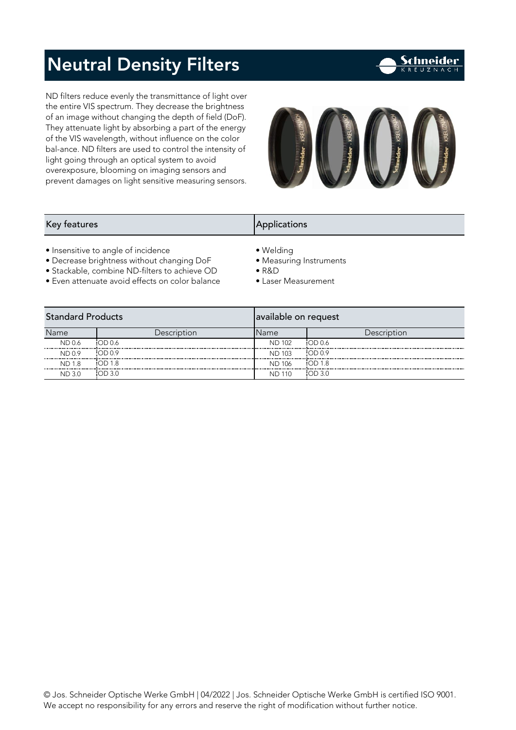# Neutral Density Filters

ND filters reduce evenly the transmittance of light over the entire VIS spectrum. They decrease the brightness of an image without changing the depth of field (DoF). They attenuate light by absorbing a part of the energy of the VIS wavelength, without influence on the color bal-ance. ND filters are used to control the intensity of light going through an optical system to avoid overexposure, blooming on imaging sensors and prevent damages on light sensitive measuring sensors.

## Key features

- Insensitive to angle of incidence
- Decrease brightness without changing DoF
- Stackable, combine ND-filters to achieve OD
- Even attenuate avoid effects on color balance

## Applications

- Welding
- Measuring Instruments
- R&D
- Laser Measurement

## Standard Products

| Name | Description |
| --- | --- |
| ND 0.6 | OD 0.6 |
| ND 0.9 | OD 0.9 |
| ND 1.8 | OD 1.8 |
| ND 3.0 | OD 3.0 |

## available on request

| Name | Description |
| --- | --- |
| ND 102 | OD 0.6 |
| ND 103 | OD 0.9 |
| ND 106 | OD 1.8 |
| ND 110 | OD 3.0 |

© Jos. Schneider Optische Werke GmbH | 04/2022 | Jos. Schneider Optische Werke GmbH is certified ISO 9001. We accept no responsibility for any errors and reserve the right of modification without further notice.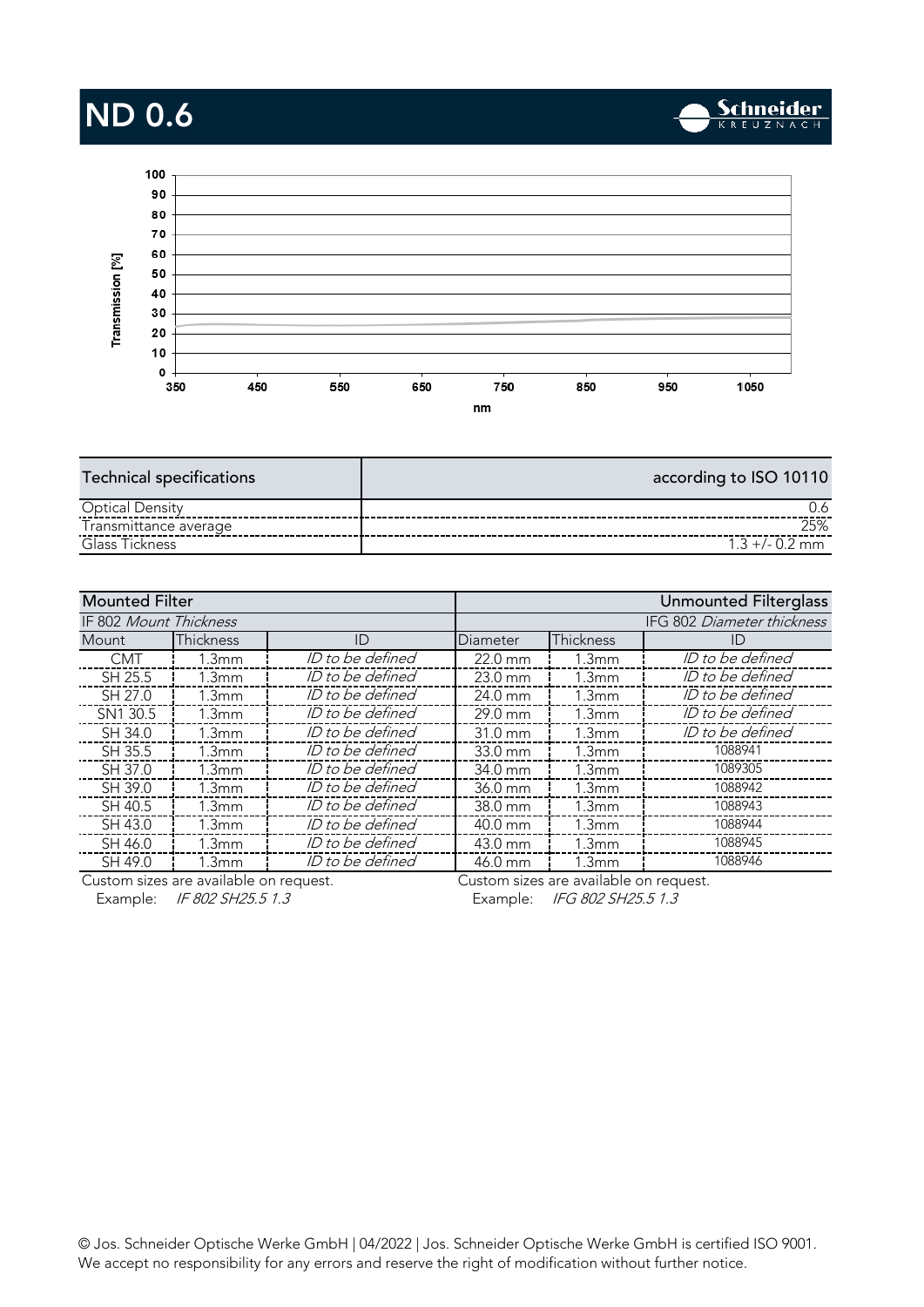# ND 0.6

Schneider KREUZNACH

Transmission [%]

100, 90, 80, 70, 60, 50, 40, 30, 20, 10, 0

350, 450, 550, 650, 750, 850, 950, 1050

nm

| Technical specifications | according to ISO 10110 |
|---|---|
| Optical Density | 0.6 |
| Transmittance average | 25% |
| Glass Tickness | 1.3 +/- 0.2 mm |

| Mounted Filter | | | Unmounted Filterglass | | |
|---|---|---|---|---|---|
| IF 802 *Mount Thickness* | | | IFG 802 *Diameter thickness* | | |
| Mount | Thickness | ID | Diameter | Thickness | ID |
| CMT | 1.3mm | *ID to be defined* | 22.0 mm | 1.3mm | *ID to be defined* |
| SH 25.5 | 1.3mm | *ID to be defined* | 23.0 mm | 1.3mm | *ID to be defined* |
| SH 27.0 | 1.3mm | *ID to be defined* | 24.0 mm | 1.3mm | *ID to be defined* |
| SN1 30.5 | 1.3mm | *ID to be defined* | 29.0 mm | 1.3mm | *ID to be defined* |
| SH 34.0 | 1.3mm | *ID to be defined* | 31.0 mm | 1.3mm | *ID to be defined* |
| SH 35.5 | 1.3mm | *ID to be defined* | 33.0 mm | 1.3mm | 1088941 |
| SH 37.0 | 1.3mm | *ID to be defined* | 34.0 mm | 1.3mm | 1089305 |
| SH 39.0 | 1.3mm | *ID to be defined* | 36.0 mm | 1.3mm | 1088942 |
| SH 40.5 | 1.3mm | *ID to be defined* | 38.0 mm | 1.3mm | 1088943 |
| SH 43.0 | 1.3mm | *ID to be defined* | 40.0 mm | 1.3mm | 1088944 |
| SH 46.0 | 1.3mm | *ID to be defined* | 43.0 mm | 1.3mm | 1088945 |
| SH 49.0 | 1.3mm | *ID to be defined* | 46.0 mm | 1.3mm | 1088946 |

Custom sizes are available on request.
Example: *IF 802 SH25.5 1.3*

Custom sizes are available on request.
Example: *IFG 802 SH25.5 1.3*

© Jos. Schneider Optische Werke GmbH | 04/2022 | Jos. Schneider Optische Werke GmbH is certified ISO 9001.
We accept no responsibility for any errors and reserve the right of modification without further notice.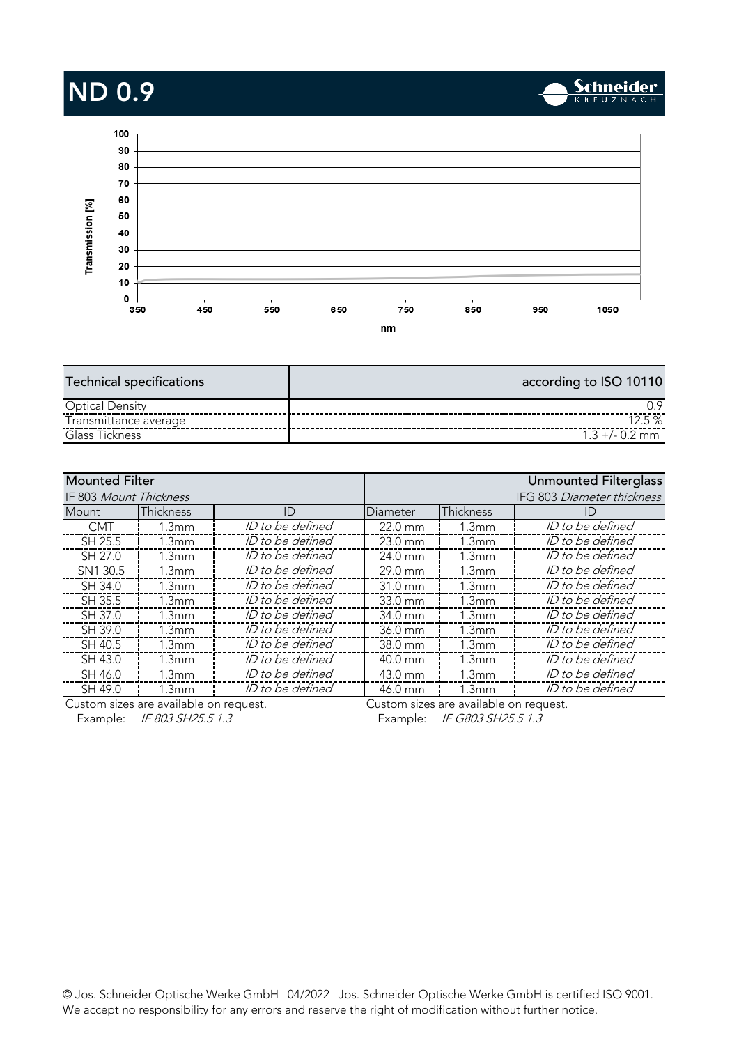# ND 0.9

| Technical specifications | according to ISO 10110 |
|---|---|
| Optical Density | 0.9 |
| Transmittance average | 12.5 % |
| Glass Tickness | 1.3 +/- 0.2 mm |

| Mounted Filter | | | Unmounted Filterglass | | |
|---|---|---|---|---|---|
| IF 803 *Mount Thickness* | | | IFG 803 *Diameter thickness* | | |
| Mount | Thickness | ID | Diameter | Thickness | ID |
| CMT | 1.3mm | *ID to be defined* | 22.0 mm | 1.3mm | *ID to be defined* |
| SH 25.5 | 1.3mm | *ID to be defined* | 23.0 mm | 1.3mm | *ID to be defined* |
| SH 27.0 | 1.3mm | *ID to be defined* | 24.0 mm | 1.3mm | *ID to be defined* |
| SN1 30.5 | 1.3mm | *ID to be defined* | 29.0 mm | 1.3mm | *ID to be defined* |
| SH 34.0 | 1.3mm | *ID to be defined* | 31.0 mm | 1.3mm | *ID to be defined* |
| SH 35.5 | 1.3mm | *ID to be defined* | 33.0 mm | 1.3mm | *ID to be defined* |
| SH 37.0 | 1.3mm | *ID to be defined* | 34.0 mm | 1.3mm | *ID to be defined* |
| SH 39.0 | 1.3mm | *ID to be defined* | 36.0 mm | 1.3mm | *ID to be defined* |
| SH 40.5 | 1.3mm | *ID to be defined* | 38.0 mm | 1.3mm | *ID to be defined* |
| SH 43.0 | 1.3mm | *ID to be defined* | 40.0 mm | 1.3mm | *ID to be defined* |
| SH 46.0 | 1.3mm | *ID to be defined* | 43.0 mm | 1.3mm | *ID to be defined* |
| SH 49.0 | 1.3mm | *ID to be defined* | 46.0 mm | 1.3mm | *ID to be defined* |

Custom sizes are available on request.
Example: *IF 803 SH25.5 1.3*

Custom sizes are available on request.
Example: *IF G803 SH25.5 1.3*

© Jos. Schneider Optische Werke GmbH | 04/2022 | Jos. Schneider Optische Werke GmbH is certified ISO 9001.
We accept no responsibility for any errors and reserve the right of modification without further notice.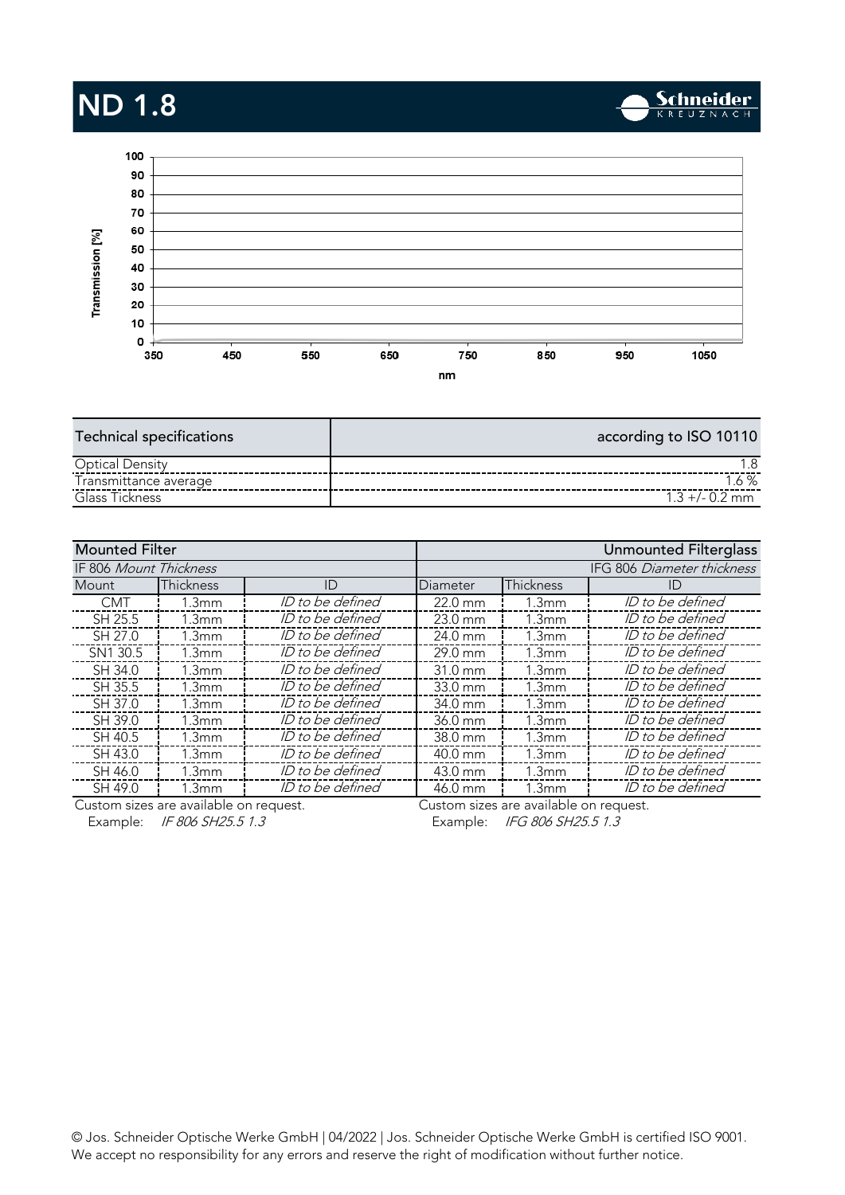# ND 1.8

| Technical specifications | according to ISO 10110 |
|---|---|
| Optical Density | 1.8 |
| Transmittance average | 1.6 % |
| Glass Tickness | 1.3 +/- 0.2 mm |

| Mounted Filter | | | Unmounted Filterglass | | |
|---|---|---|---|---|---|
| IF 806 *Mount Thickness* | | | IFG 806 *Diameter thickness* | | |
| Mount | Thickness | ID | Diameter | Thickness | ID |
| CMT | 1.3mm | *ID to be defined* | 22.0 mm | 1.3mm | *ID to be defined* |
| SH 25.5 | 1.3mm | *ID to be defined* | 23.0 mm | 1.3mm | *ID to be defined* |
| SH 27.0 | 1.3mm | *ID to be defined* | 24.0 mm | 1.3mm | *ID to be defined* |
| SN1 30.5 | 1.3mm | *ID to be defined* | 29.0 mm | 1.3mm | *ID to be defined* |
| SH 34.0 | 1.3mm | *ID to be defined* | 31.0 mm | 1.3mm | *ID to be defined* |
| SH 35.5 | 1.3mm | *ID to be defined* | 33.0 mm | 1.3mm | *ID to be defined* |
| SH 37.0 | 1.3mm | *ID to be defined* | 34.0 mm | 1.3mm | *ID to be defined* |
| SH 39.0 | 1.3mm | *ID to be defined* | 36.0 mm | 1.3mm | *ID to be defined* |
| SH 40.5 | 1.3mm | *ID to be defined* | 38.0 mm | 1.3mm | *ID to be defined* |
| SH 43.0 | 1.3mm | *ID to be defined* | 40.0 mm | 1.3mm | *ID to be defined* |
| SH 46.0 | 1.3mm | *ID to be defined* | 43.0 mm | 1.3mm | *ID to be defined* |
| SH 49.0 | 1.3mm | *ID to be defined* | 46.0 mm | 1.3mm | *ID to be defined* |

Custom sizes are available on request.
Example: *IF 806 SH25.5 1.3*

Custom sizes are available on request.
Example: *IFG 806 SH25.5 1.3*

© Jos. Schneider Optische Werke GmbH | 04/2022 | Jos. Schneider Optische Werke GmbH is certified ISO 9001.
We accept no responsibility for any errors and reserve the right of modification without further notice.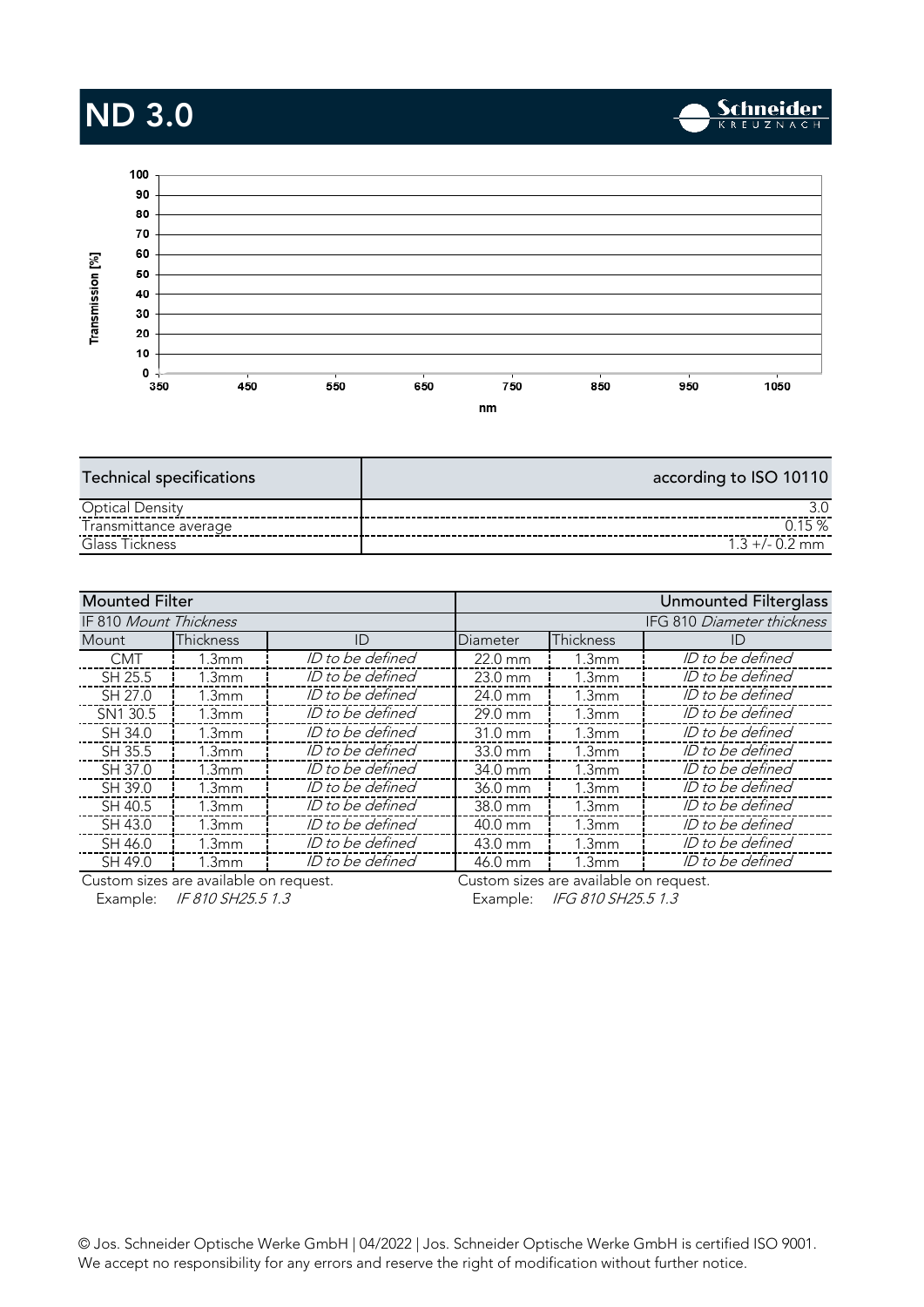# ND 3.0

Schneider KREUZNACH

Transmission [%]

100
90
80
70
60
50
40
30
20
10
0

350 450 550 650 750 850 950 1050

nm

| Technical specifications | according to ISO 10110 |
|---|---|
| Optical Density | 3.0 |
| Transmittance average | 0.15 % |
| Glass Tickness | 1.3 +/- 0.2 mm |

| Mounted Filter | | | Unmounted Filterglass | | |
|---|---|---|---|---|---|
| IF 810 *Mount Thickness* | | | IFG 810 *Diameter thickness* | | |
| Mount | Thickness | ID | Diameter | Thickness | ID |
| CMT | 1.3mm | *ID to be defined* | 22.0 mm | 1.3mm | *ID to be defined* |
| SH 25.5 | 1.3mm | *ID to be defined* | 23.0 mm | 1.3mm | *ID to be defined* |
| SH 27.0 | 1.3mm | *ID to be defined* | 24.0 mm | 1.3mm | *ID to be defined* |
| SN1 30.5 | 1.3mm | *ID to be defined* | 29.0 mm | 1.3mm | *ID to be defined* |
| SH 34.0 | 1.3mm | *ID to be defined* | 31.0 mm | 1.3mm | *ID to be defined* |
| SH 35.5 | 1.3mm | *ID to be defined* | 33.0 mm | 1.3mm | *ID to be defined* |
| SH 37.0 | 1.3mm | *ID to be defined* | 34.0 mm | 1.3mm | *ID to be defined* |
| SH 39.0 | 1.3mm | *ID to be defined* | 36.0 mm | 1.3mm | *ID to be defined* |
| SH 40.5 | 1.3mm | *ID to be defined* | 38.0 mm | 1.3mm | *ID to be defined* |
| SH 43.0 | 1.3mm | *ID to be defined* | 40.0 mm | 1.3mm | *ID to be defined* |
| SH 46.0 | 1.3mm | *ID to be defined* | 43.0 mm | 1.3mm | *ID to be defined* |
| SH 49.0 | 1.3mm | *ID to be defined* | 46.0 mm | 1.3mm | *ID to be defined* |

Custom sizes are available on request.
Example: *IF 810 SH25.5 1.3*

Custom sizes are available on request.
Example: *IFG 810 SH25.5 1.3*

© Jos. Schneider Optische Werke GmbH | 04/2022 | Jos. Schneider Optische Werke GmbH is certified ISO 9001.
We accept no responsibility for any errors and reserve the right of modification without further notice.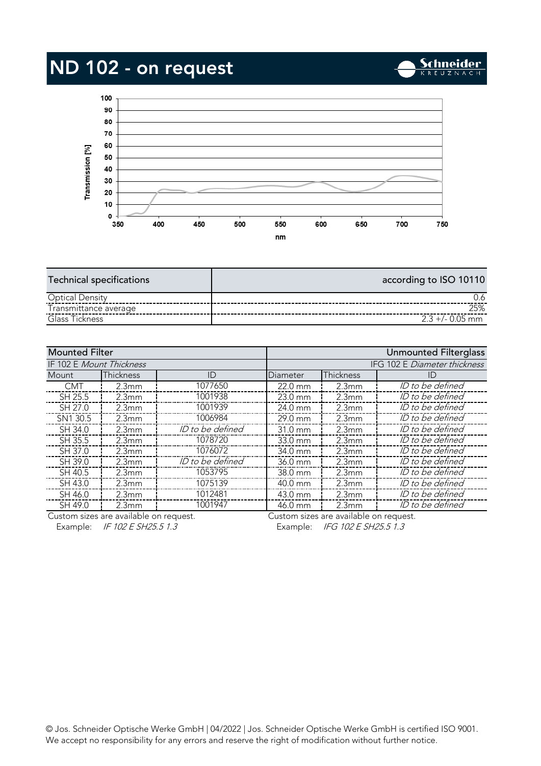# ND 102 - on request

| Technical specifications | according to ISO 10110 |
|---|---|
| Optical Density | 0.6 |
| Transmittance average | 25% |
| Glass Tickness | 2.3 +/- 0.05 mm |

| Mounted Filter | | | Unmounted Filterglass | | |
|---|---|---|---|---|---|
| IF 102 E *Mount Thickness* | | | IFG 102 E *Diameter thickness* | | |
| Mount | Thickness | ID | Diameter | Thickness | ID |
| CMT | 2.3mm | 1077650 | 22.0 mm | 2.3mm | *ID to be defined* |
| SH 25.5 | 2.3mm | 1001938 | 23.0 mm | 2.3mm | *ID to be defined* |
| SH 27.0 | 2.3mm | 1001939 | 24.0 mm | 2.3mm | *ID to be defined* |
| SN1 30.5 | 2.3mm | 1006984 | 29.0 mm | 2.3mm | *ID to be defined* |
| SH 34.0 | 2.3mm | *ID to be defined* | 31.0 mm | 2.3mm | *ID to be defined* |
| SH 35.5 | 2.3mm | 1078720 | 33.0 mm | 2.3mm | *ID to be defined* |
| SH 37.0 | 2.3mm | 1076072 | 34.0 mm | 2.3mm | *ID to be defined* |
| SH 39.0 | 2.3mm | *ID to be defined* | 36.0 mm | 2.3mm | *ID to be defined* |
| SH 40.5 | 2.3mm | 1053795 | 38.0 mm | 2.3mm | *ID to be defined* |
| SH 43.0 | 2.3mm | 1075139 | 40.0 mm | 2.3mm | *ID to be defined* |
| SH 46.0 | 2.3mm | 1012481 | 43.0 mm | 2.3mm | *ID to be defined* |
| SH 49.0 | 2.3mm | 1001947 | 46.0 mm | 2.3mm | *ID to be defined* |

Custom sizes are available on request.
Example: *IF 102 E SH25.5 1.3*

Custom sizes are available on request.
Example: *IFG 102 E SH25.5 1.3*

© Jos. Schneider Optische Werke GmbH | 04/2022 | Jos. Schneider Optische Werke GmbH is certified ISO 9001.
We accept no responsibility for any errors and reserve the right of modification without further notice.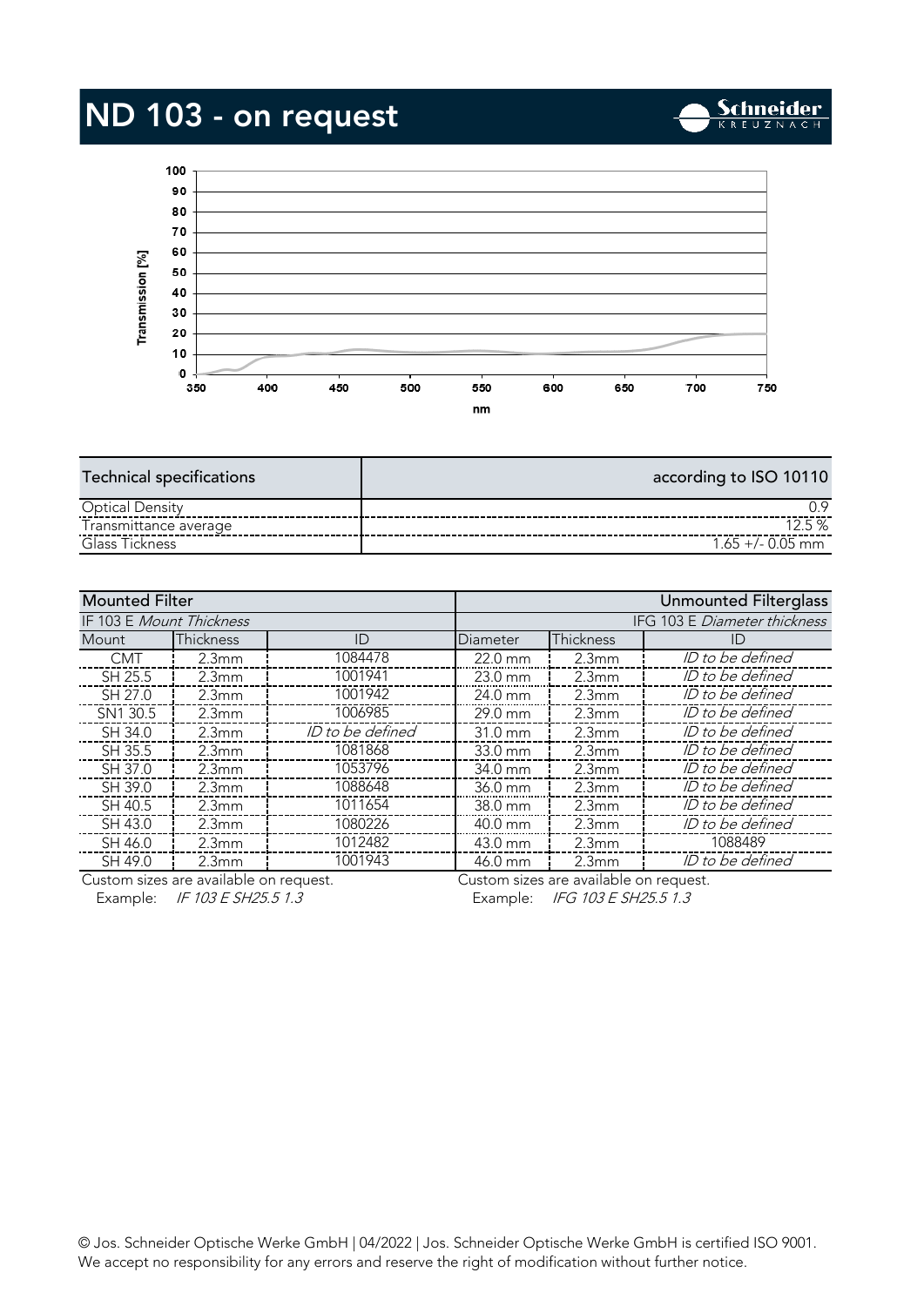# ND 103 - on request

| Technical specifications | according to ISO 10110 |
|---|---|
| Optical Density | 0.9 |
| Transmittance average | 12.5 % |
| Glass Tickness | 1.65 +/- 0.05 mm |

| Mounted Filter | | | Unmounted Filterglass | | |
|---|---|---|---|---|---|
| IF 103 E *Mount Thickness* | | | IFG 103 E *Diameter thickness* | | |
| Mount | Thickness | ID | Diameter | Thickness | ID |
| CMT | 2.3mm | 1084478 | 22.0 mm | 2.3mm | *ID to be defined* |
| SH 25.5 | 2.3mm | 1001941 | 23.0 mm | 2.3mm | *ID to be defined* |
| SH 27.0 | 2.3mm | 1001942 | 24.0 mm | 2.3mm | *ID to be defined* |
| SN1 30.5 | 2.3mm | 1006985 | 29.0 mm | 2.3mm | *ID to be defined* |
| SH 34.0 | 2.3mm | *ID to be defined* | 31.0 mm | 2.3mm | *ID to be defined* |
| SH 35.5 | 2.3mm | 1081868 | 33.0 mm | 2.3mm | *ID to be defined* |
| SH 37.0 | 2.3mm | 1053796 | 34.0 mm | 2.3mm | *ID to be defined* |
| SH 39.0 | 2.3mm | 1088648 | 36.0 mm | 2.3mm | *ID to be defined* |
| SH 40.5 | 2.3mm | 1011654 | 38.0 mm | 2.3mm | *ID to be defined* |
| SH 43.0 | 2.3mm | 1080226 | 40.0 mm | 2.3mm | *ID to be defined* |
| SH 46.0 | 2.3mm | 1012482 | 43.0 mm | 2.3mm | 1088489 |
| SH 49.0 | 2.3mm | 1001943 | 46.0 mm | 2.3mm | *ID to be defined* |

Custom sizes are available on request.
Example: *IF 103 E SH25.5 1.3*

Custom sizes are available on request.
Example: *IFG 103 E SH25.5 1.3*

© Jos. Schneider Optische Werke GmbH | 04/2022 | Jos. Schneider Optische Werke GmbH is certified ISO 9001.
We accept no responsibility for any errors and reserve the right of modification without further notice.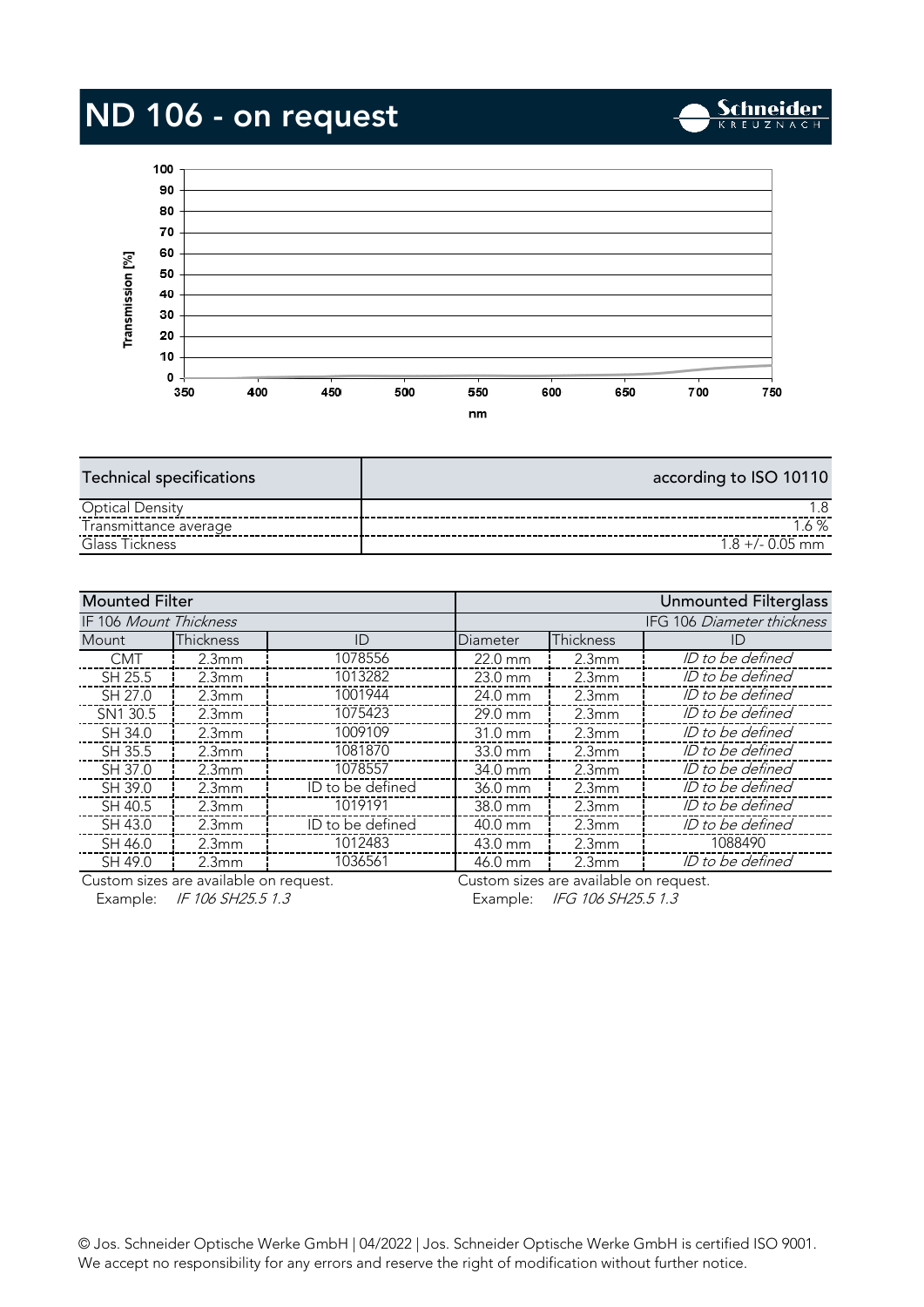# ND 106 - on request

| Technical specifications | according to ISO 10110 |
|---|---|
| Optical Density | 1.8 |
| Transmittance average | 1.6 % |
| Glass Tickness | 1.8 +/- 0.05 mm |

| Mounted Filter | | | Unmounted Filterglass | | |
|---|---|---|---|---|---|
| IF 106 *Mount Thickness* | | | IFG 106 *Diameter thickness* | | |
| Mount | Thickness | ID | Diameter | Thickness | ID |
| CMT | 2.3mm | 1078556 | 22.0 mm | 2.3mm | *ID to be defined* |
| SH 25.5 | 2.3mm | 1013282 | 23.0 mm | 2.3mm | *ID to be defined* |
| SH 27.0 | 2.3mm | 1001944 | 24.0 mm | 2.3mm | *ID to be defined* |
| SN1 30.5 | 2.3mm | 1075423 | 29.0 mm | 2.3mm | *ID to be defined* |
| SH 34.0 | 2.3mm | 1009109 | 31.0 mm | 2.3mm | *ID to be defined* |
| SH 35.5 | 2.3mm | 1081870 | 33.0 mm | 2.3mm | *ID to be defined* |
| SH 37.0 | 2.3mm | 1078557 | 34.0 mm | 2.3mm | *ID to be defined* |
| SH 39.0 | 2.3mm | ID to be defined | 36.0 mm | 2.3mm | *ID to be defined* |
| SH 40.5 | 2.3mm | 1019191 | 38.0 mm | 2.3mm | *ID to be defined* |
| SH 43.0 | 2.3mm | ID to be defined | 40.0 mm | 2.3mm | *ID to be defined* |
| SH 46.0 | 2.3mm | 1012483 | 43.0 mm | 2.3mm | 1088490 |
| SH 49.0 | 2.3mm | 1036561 | 46.0 mm | 2.3mm | *ID to be defined* |

Custom sizes are available on request.
Example: *IF 106 SH25.5 1.3*

Custom sizes are available on request.
Example: *IFG 106 SH25.5 1.3*

© Jos. Schneider Optische Werke GmbH | 04/2022 | Jos. Schneider Optische Werke GmbH is certified ISO 9001.
We accept no responsibility for any errors and reserve the right of modification without further notice.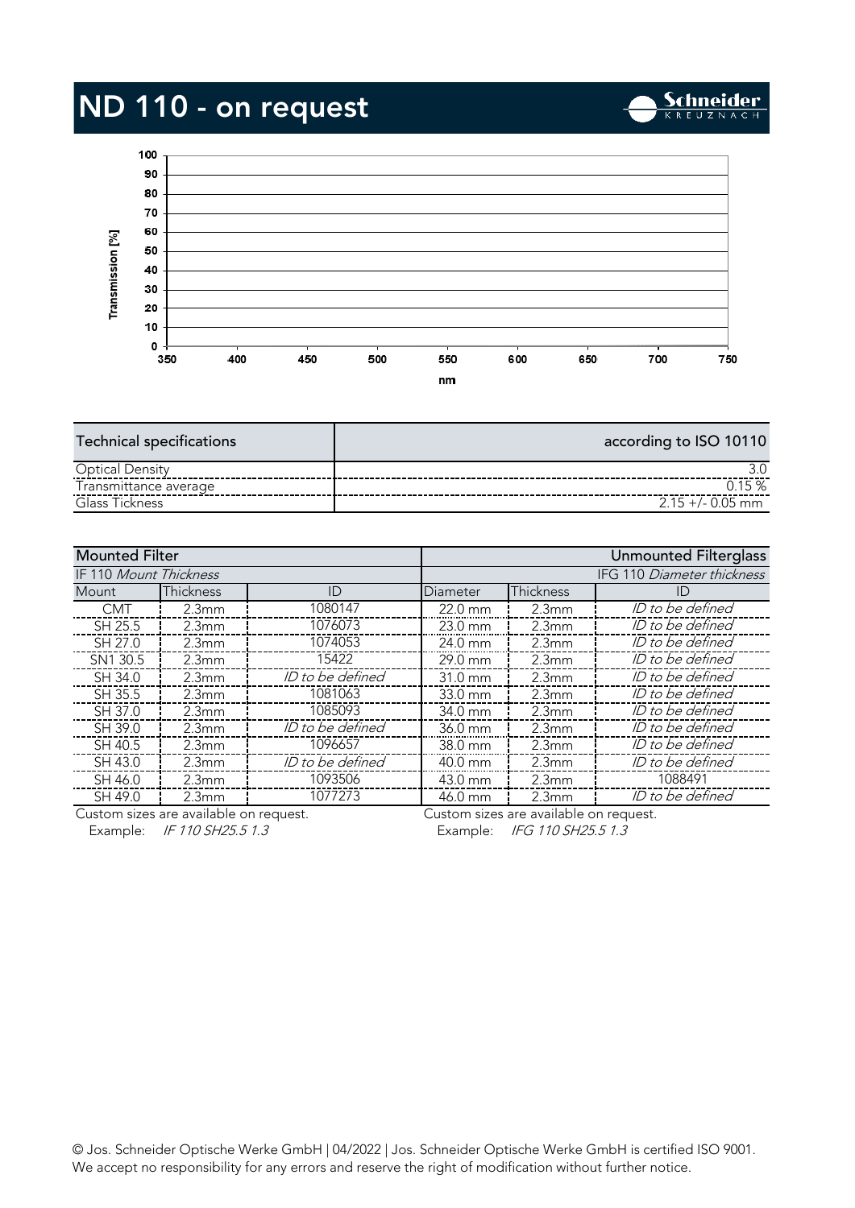# ND 110 - on request

| Technical specifications | according to ISO 10110 |
|---|---|
| Optical Density | 3.0 |
| Transmittance average | 0.15 % |
| Glass Tickness | 2.15 +/- 0.05 mm |

| Mounted Filter | | | Unmounted Filterglass | | |
|---|---|---|---|---|---|
| IF 110 *Mount Thickness* | | | IFG 110 *Diameter thickness* | | |
| Mount | Thickness | ID | Diameter | Thickness | ID |
| CMT | 2.3mm | 1080147 | 22.0 mm | 2.3mm | *ID to be defined* |
| SH 25.5 | 2.3mm | 1076073 | 23.0 mm | 2.3mm | *ID to be defined* |
| SH 27.0 | 2.3mm | 1074053 | 24.0 mm | 2.3mm | *ID to be defined* |
| SN1 30.5 | 2.3mm | 15422 | 29.0 mm | 2.3mm | *ID to be defined* |
| SH 34.0 | 2.3mm | *ID to be defined* | 31.0 mm | 2.3mm | *ID to be defined* |
| SH 35.5 | 2.3mm | 1081063 | 33.0 mm | 2.3mm | *ID to be defined* |
| SH 37.0 | 2.3mm | 1085093 | 34.0 mm | 2.3mm | *ID to be defined* |
| SH 39.0 | 2.3mm | *ID to be defined* | 36.0 mm | 2.3mm | *ID to be defined* |
| SH 40.5 | 2.3mm | 1096657 | 38.0 mm | 2.3mm | *ID to be defined* |
| SH 43.0 | 2.3mm | *ID to be defined* | 40.0 mm | 2.3mm | *ID to be defined* |
| SH 46.0 | 2.3mm | 1093506 | 43.0 mm | 2.3mm | 1088491 |
| SH 49.0 | 2.3mm | 1077273 | 46.0 mm | 2.3mm | *ID to be defined* |

Custom sizes are available on request.
Example: *IF 110 SH25.5 1.3*

Custom sizes are available on request.
Example: *IFG 110 SH25.5 1.3*

© Jos. Schneider Optische Werke GmbH | 04/2022 | Jos. Schneider Optische Werke GmbH is certified ISO 9001.
We accept no responsibility for any errors and reserve the right of modification without further notice.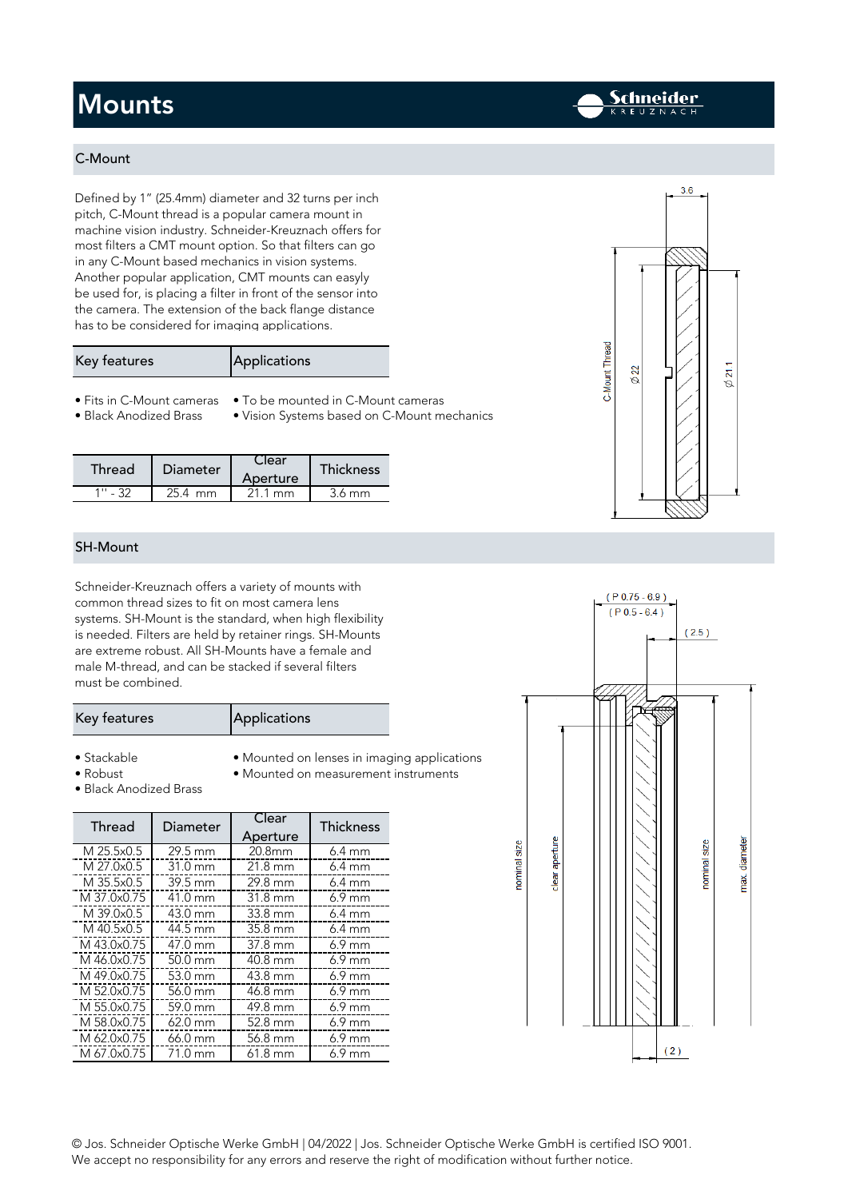# Mounts

## C-Mount

Defined by 1" (25.4mm) diameter and 32 turns per inch pitch, C-Mount thread is a popular camera mount in machine vision industry. Schneider-Kreuznach offers for most filters a CMT mount option. So that filters can go in any C-Mount based mechanics in vision systems. Another popular application, CMT mounts can easyly be used for, is placing a filter in front of the sensor into the camera. The extension of the back flange distance has to be considered for imaging applications.

| Key features | Applications |
|---|---|
| • Fits in C-Mount cameras | • To be mounted in C-Mount cameras |
| • Black Anodized Brass | • Vision Systems based on C-Mount mechanics |

| Thread | Diameter | Clear Aperture | Thickness |
|---|---|---|---|
| 1" - 32 | 25.4 mm | 21.1 mm | 3.6 mm |

## SH-Mount

Schneider-Kreuznach offers a variety of mounts with common thread sizes to fit on most camera lens systems. SH-Mount is the standard, when high flexibility is needed. Filters are held by retainer rings. SH-Mounts are extreme robust. All SH-Mounts have a female and male M-thread, and can be stacked if several filters must be combined.

| Key features | Applications |
|---|---|
| • Stackable | • Mounted on lenses in imaging applications |
| • Robust | • Mounted on measurement instruments |
| • Black Anodized Brass | |

| Thread | Diameter | Clear Aperture | Thickness |
|---|---|---|---|
| M 25.5x0.5 | 29.5 mm | 20.8mm | 6.4 mm |
| M 27.0x0.5 | 31.0 mm | 21.8 mm | 6.4 mm |
| M 35.5x0.5 | 39.5 mm | 29.8 mm | 6.4 mm |
| M 37.0x0.75 | 41.0 mm | 31.8 mm | 6.9 mm |
| M 39.0x0.5 | 43.0 mm | 33.8 mm | 6.4 mm |
| M 40.5x0.5 | 44.5 mm | 35.8 mm | 6.4 mm |
| M 43.0x0.75 | 47.0 mm | 37.8 mm | 6.9 mm |
| M 46.0x0.75 | 50.0 mm | 40.8 mm | 6.9 mm |
| M 49.0x0.75 | 53.0 mm | 43.8 mm | 6.9 mm |
| M 52.0x0.75 | 56.0 mm | 46.8 mm | 6.9 mm |
| M 55.0x0.75 | 59.0 mm | 49.8 mm | 6.9 mm |
| M 58.0x0.75 | 62.0 mm | 52.8 mm | 6.9 mm |
| M 62.0x0.75 | 66.0 mm | 56.8 mm | 6.9 mm |
| M 67.0x0.75 | 71.0 mm | 61.8 mm | 6.9 mm |

© Jos. Schneider Optische Werke GmbH | 04/2022 | Jos. Schneider Optische Werke GmbH is certified ISO 9001.
We accept no responsibility for any errors and reserve the right of modification without further notice.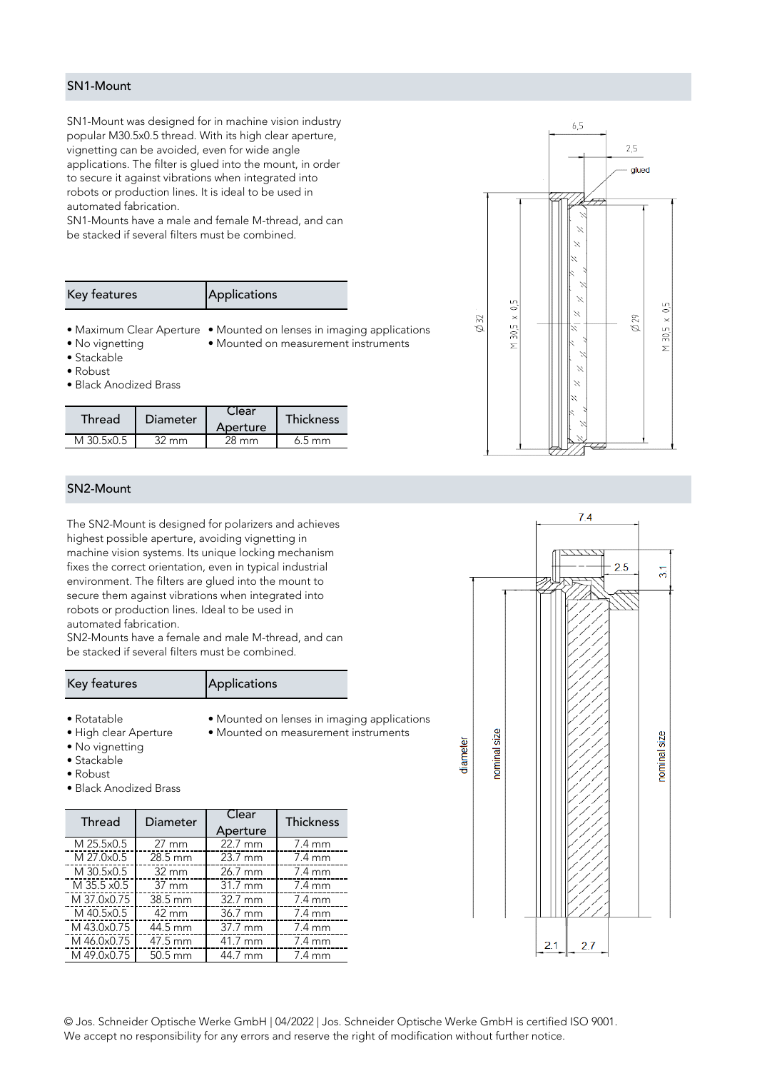## SN1-Mount

SN1-Mount was designed for in machine vision industry popular M30.5x0.5 thread. With its high clear aperture, vignetting can be avoided, even for wide angle applications. The filter is glued into the mount, in order to secure it against vibrations when integrated into robots or production lines. It is ideal to be used in automated fabrication.
SN1-Mounts have a male and female M-thread, and can be stacked if several filters must be combined.

| Key features | Applications |
|---|---|
| • Maximum Clear Aperture<br>• No vignetting<br>• Stackable<br>• Robust<br>• Black Anodized Brass | • Mounted on lenses in imaging applications<br>• Mounted on measurement instruments |

| Thread | Diameter | Clear Aperture | Thickness |
|---|---|---|---|
| M 30.5x0.5 | 32 mm | 28 mm | 6.5 mm |

## SN2-Mount

The SN2-Mount is designed for polarizers and achieves highest possible aperture, avoiding vignetting in machine vision systems. Its unique locking mechanism fixes the correct orientation, even in typical industrial environment. The filters are glued into the mount to secure them against vibrations when integrated into robots or production lines. Ideal to be used in automated fabrication.
SN2-Mounts have a female and male M-thread, and can be stacked if several filters must be combined.

| Key features | Applications |
|---|---|
| • Rotatable<br>• High clear Aperture<br>• No vignetting<br>• Stackable<br>• Robust<br>• Black Anodized Brass | • Mounted on lenses in imaging applications<br>• Mounted on measurement instruments |

| Thread | Diameter | Clear Aperture | Thickness |
|---|---|---|---|
| M 25.5x0.5 | 27 mm | 22.7 mm | 7.4 mm |
| M 27.0x0.5 | 28.5 mm | 23.7 mm | 7.4 mm |
| M 30.5x0.5 | 32 mm | 26.7 mm | 7.4 mm |
| M 35.5 x0.5 | 37 mm | 31.7 mm | 7.4 mm |
| M 37.0x0.75 | 38.5 mm | 32.7 mm | 7.4 mm |
| M 40.5x0.5 | 42 mm | 36.7 mm | 7.4 mm |
| M 43.0x0.75 | 44.5 mm | 37.7 mm | 7.4 mm |
| M 46.0x0.75 | 47.5 mm | 41.7 mm | 7.4 mm |
| M 49.0x0.75 | 50.5 mm | 44.7 mm | 7.4 mm |

© Jos. Schneider Optische Werke GmbH | 04/2022 | Jos. Schneider Optische Werke GmbH is certified ISO 9001.
We accept no responsibility for any errors and reserve the right of modification without further notice.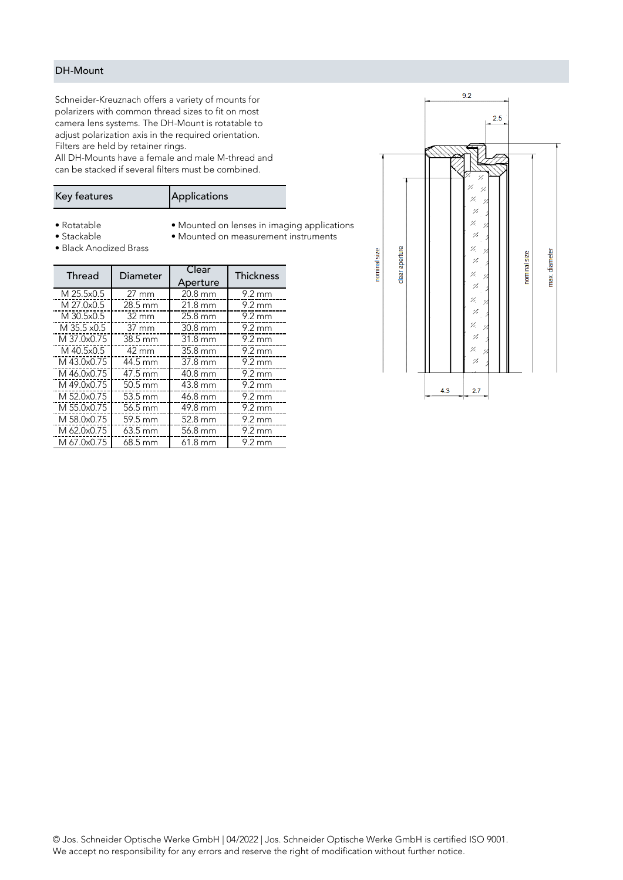## DH-Mount

Schneider-Kreuznach offers a variety of mounts for polarizers with common thread sizes to fit on most camera lens systems. The DH-Mount is rotatable to adjust polarization axis in the required orientation. Filters are held by retainer rings.
All DH-Mounts have a female and male M-thread and can be stacked if several filters must be combined.

| Key features | Applications |
| --- | --- |
| • Rotatable | • Mounted on lenses in imaging applications |
| • Stackable | • Mounted on measurement instruments |
| • Black Anodized Brass | |

| Thread | Diameter | Clear Aperture | Thickness |
| --- | --- | --- | --- |
| M 25.5x0.5 | 27 mm | 20.8 mm | 9.2 mm |
| M 27.0x0.5 | 28.5 mm | 21.8 mm | 9.2 mm |
| M 30.5x0.5 | 32 mm | 25.8 mm | 9.2 mm |
| M 35.5 x0.5 | 37 mm | 30.8 mm | 9.2 mm |
| M 37.0x0.75 | 38.5 mm | 31.8 mm | 9.2 mm |
| M 40.5x0.5 | 42 mm | 35.8 mm | 9.2 mm |
| M 43.0x0.75 | 44.5 mm | 37.8 mm | 9.2 mm |
| M 46.0x0.75 | 47.5 mm | 40.8 mm | 9.2 mm |
| M 49.0x0.75 | 50.5 mm | 43.8 mm | 9.2 mm |
| M 52.0x0.75 | 53.5 mm | 46.8 mm | 9.2 mm |
| M 55.0x0.75 | 56.5 mm | 49.8 mm | 9.2 mm |
| M 58.0x0.75 | 59.5 mm | 52.8 mm | 9.2 mm |
| M 62.0x0.75 | 63.5 mm | 56.8 mm | 9.2 mm |
| M 67.0x0.75 | 68.5 mm | 61.8 mm | 9.2 mm |

9.2
2.5
nominal size
clear aperture
nominal size
max. diameter
4.3
2.7

© Jos. Schneider Optische Werke GmbH | 04/2022 | Jos. Schneider Optische Werke GmbH is certified ISO 9001.
We accept no responsibility for any errors and reserve the right of modification without further notice.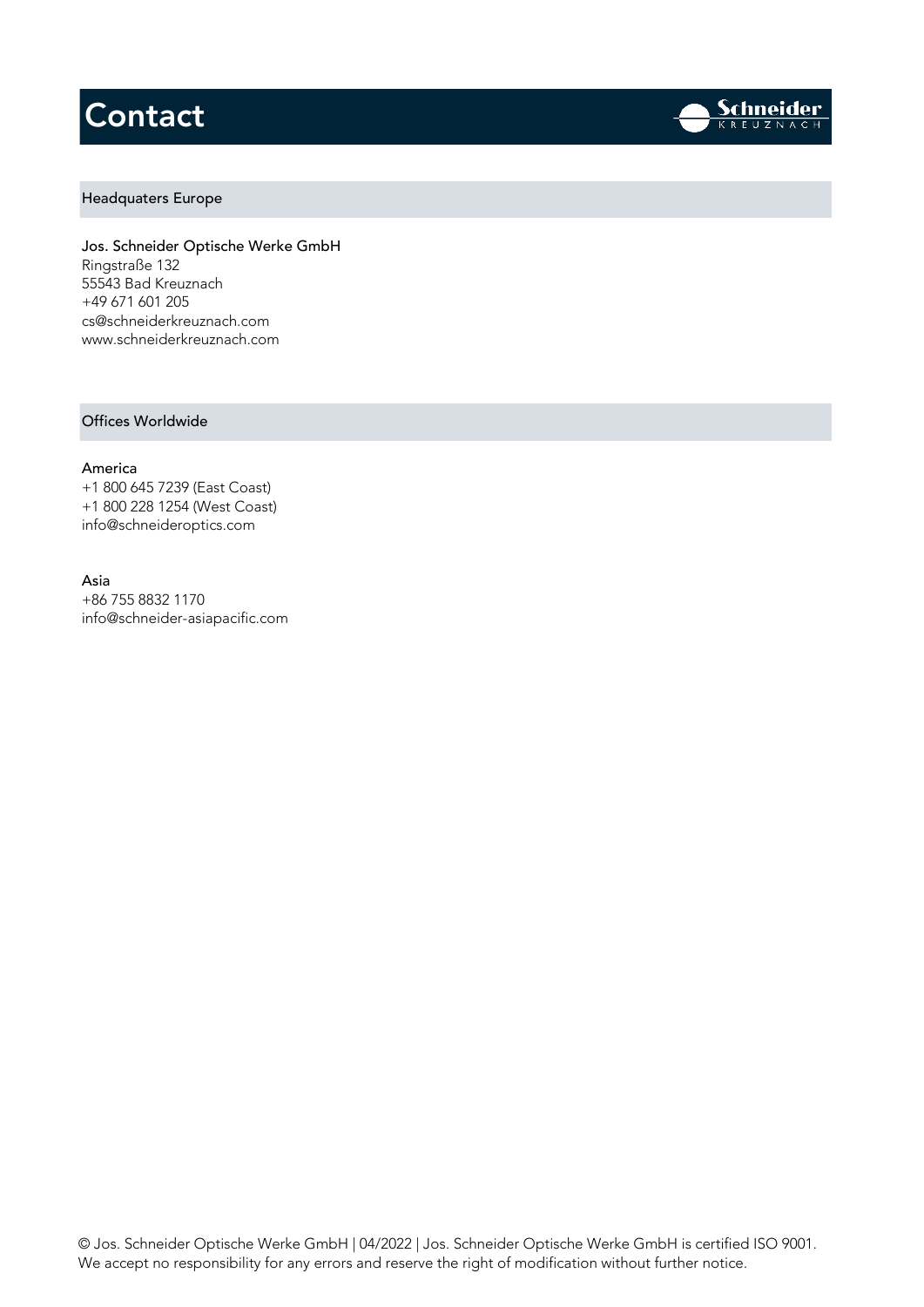# Contact

## Headquaters Europe

**Jos. Schneider Optische Werke GmbH**
Ringstraße 132
55543 Bad Kreuznach
+49 671 601 205
cs@schneiderkreuznach.com
www.schneiderkreuznach.com

## Offices Worldwide

**America**
+1 800 645 7239 (East Coast)
+1 800 228 1254 (West Coast)
info@schneideroptics.com

**Asia**
+86 755 8832 1170
info@schneider-asiapacific.com

© Jos. Schneider Optische Werke GmbH | 04/2022 | Jos. Schneider Optische Werke GmbH is certified ISO 9001.
We accept no responsibility for any errors and reserve the right of modification without further notice.